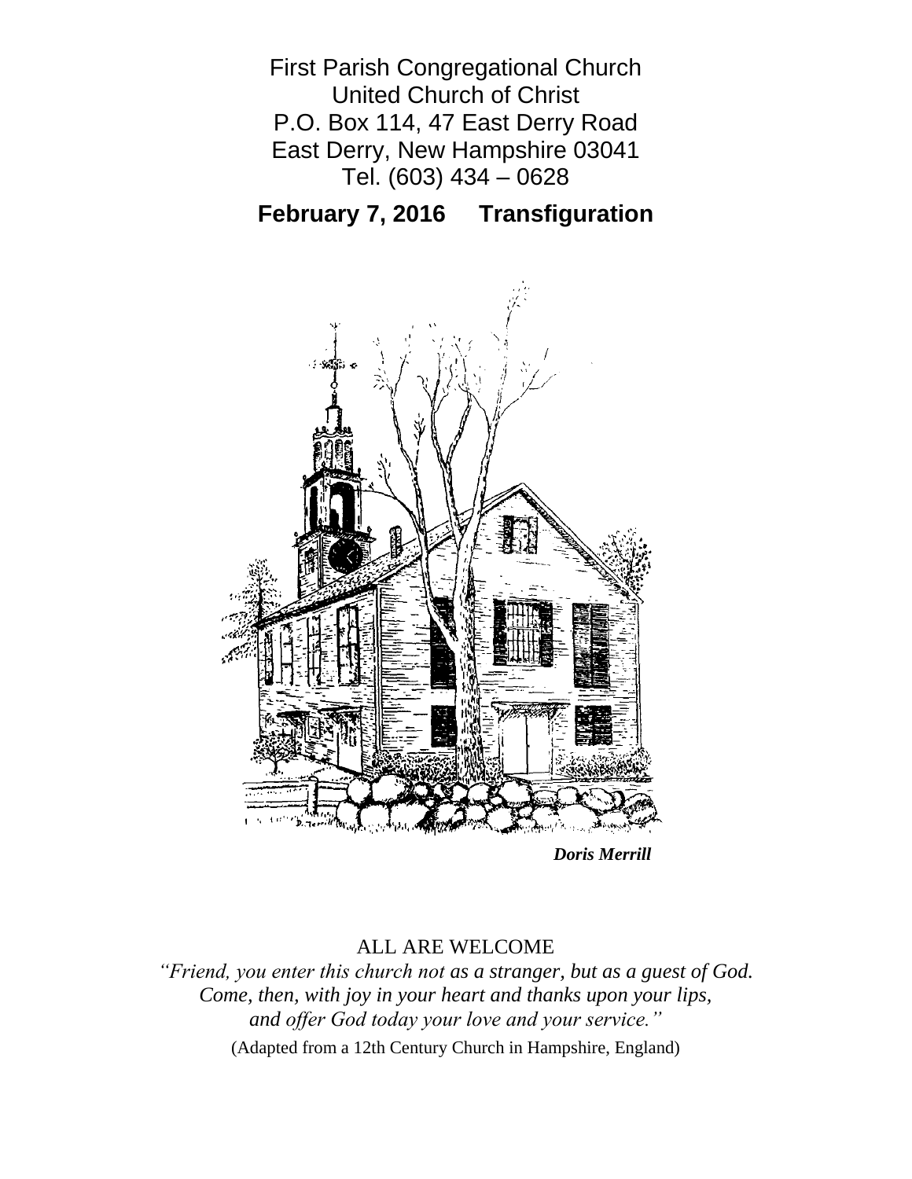First Parish Congregational Church
United Church of Christ
P.O. Box 114, 47 East Derry Road
East Derry, New Hampshire 03041
Tel. (603) 434 – 0628

## February 7, 2016 Transfiguration

***Doris Merrill***

ALL ARE WELCOME

*"Friend, you enter this church not as a stranger, but as a guest of God.
Come, then, with joy in your heart and thanks upon your lips,
and offer God today your love and your service."*

(Adapted from a 12th Century Church in Hampshire, England)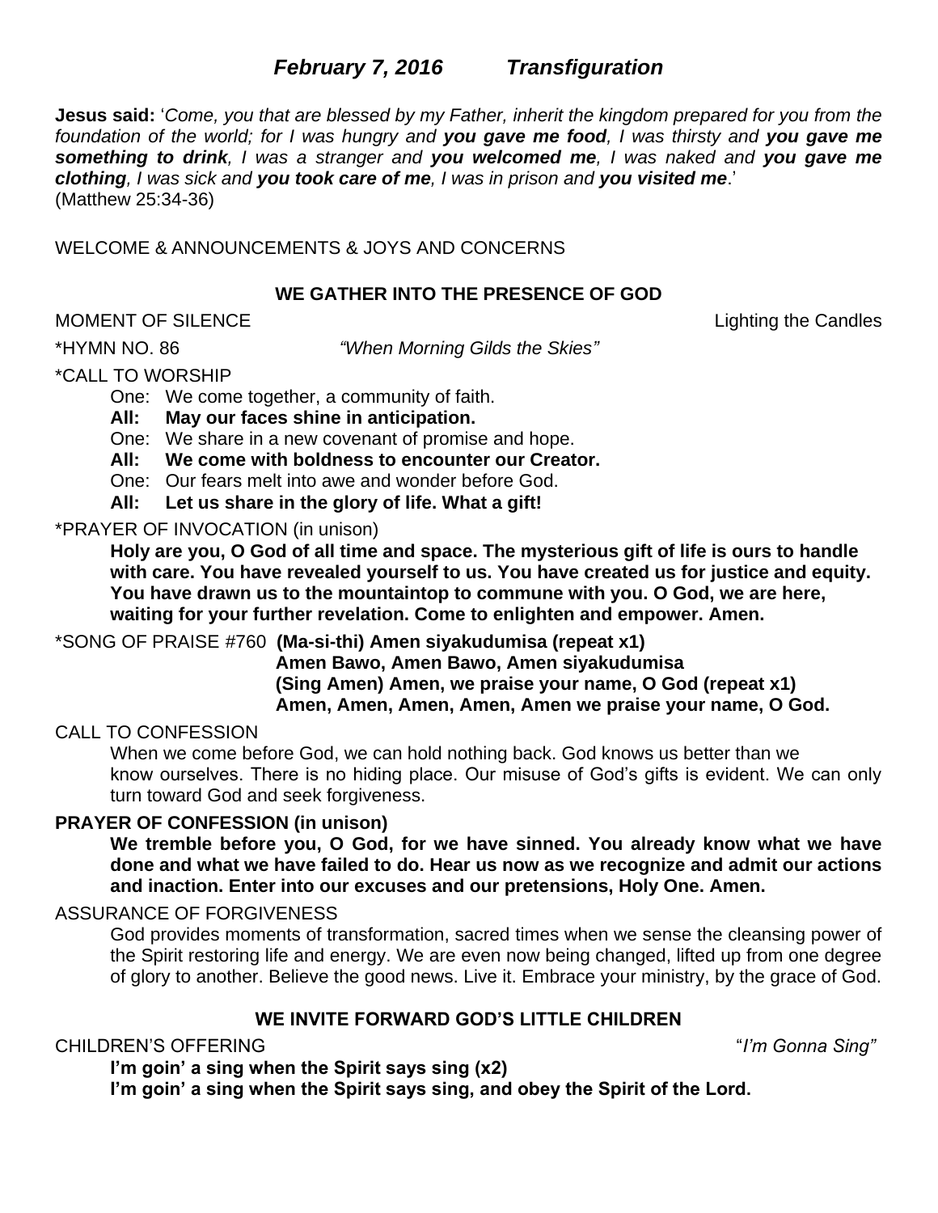# *February 7, 2016 Transfiguration*

**Jesus said:** '*Come, you that are blessed by my Father, inherit the kingdom prepared for you from the foundation of the world; for I was hungry and **you gave me food**, I was thirsty and **you gave me something to drink**, I was a stranger and **you welcomed me**, I was naked and **you gave me clothing**, I was sick and **you took care of me**, I was in prison and **you visited me**.*'
(Matthew 25:34-36)

WELCOME & ANNOUNCEMENTS & JOYS AND CONCERNS

**WE GATHER INTO THE PRESENCE OF GOD**

MOMENT OF SILENCE — Lighting the Candles

*HYMN NO. 86 *"When Morning Gilds the Skies"*

*CALL TO WORSHIP

One: We come together, a community of faith.
**All: May our faces shine in anticipation.**
One: We share in a new covenant of promise and hope.
**All: We come with boldness to encounter our Creator.**
One: Our fears melt into awe and wonder before God.
**All: Let us share in the glory of life. What a gift!**

*PRAYER OF INVOCATION (in unison)

**Holy are you, O God of all time and space. The mysterious gift of life is ours to handle with care. You have revealed yourself to us. You have created us for justice and equity. You have drawn us to the mountaintop to commune with you. O God, we are here, waiting for your further revelation. Come to enlighten and empower. Amen.**

*SONG OF PRAISE #760 **(Ma-si-thi) Amen siyakudumisa (repeat x1)**
**Amen Bawo, Amen Bawo, Amen siyakudumisa**
**(Sing Amen) Amen, we praise your name, O God (repeat x1)**
**Amen, Amen, Amen, Amen, Amen we praise your name, O God.**

CALL TO CONFESSION

When we come before God, we can hold nothing back. God knows us better than we know ourselves. There is no hiding place. Our misuse of God's gifts is evident. We can only turn toward God and seek forgiveness.

**PRAYER OF CONFESSION (in unison)**

**We tremble before you, O God, for we have sinned. You already know what we have done and what we have failed to do. Hear us now as we recognize and admit our actions and inaction. Enter into our excuses and our pretensions, Holy One. Amen.**

ASSURANCE OF FORGIVENESS

God provides moments of transformation, sacred times when we sense the cleansing power of the Spirit restoring life and energy. We are even now being changed, lifted up from one degree of glory to another. Believe the good news. Live it. Embrace your ministry, by the grace of God.

**WE INVITE FORWARD GOD'S LITTLE CHILDREN**

CHILDREN'S OFFERING — "*I'm Gonna Sing*"

**I'm goin' a sing when the Spirit says sing (x2)**
**I'm goin' a sing when the Spirit says sing, and obey the Spirit of the Lord.**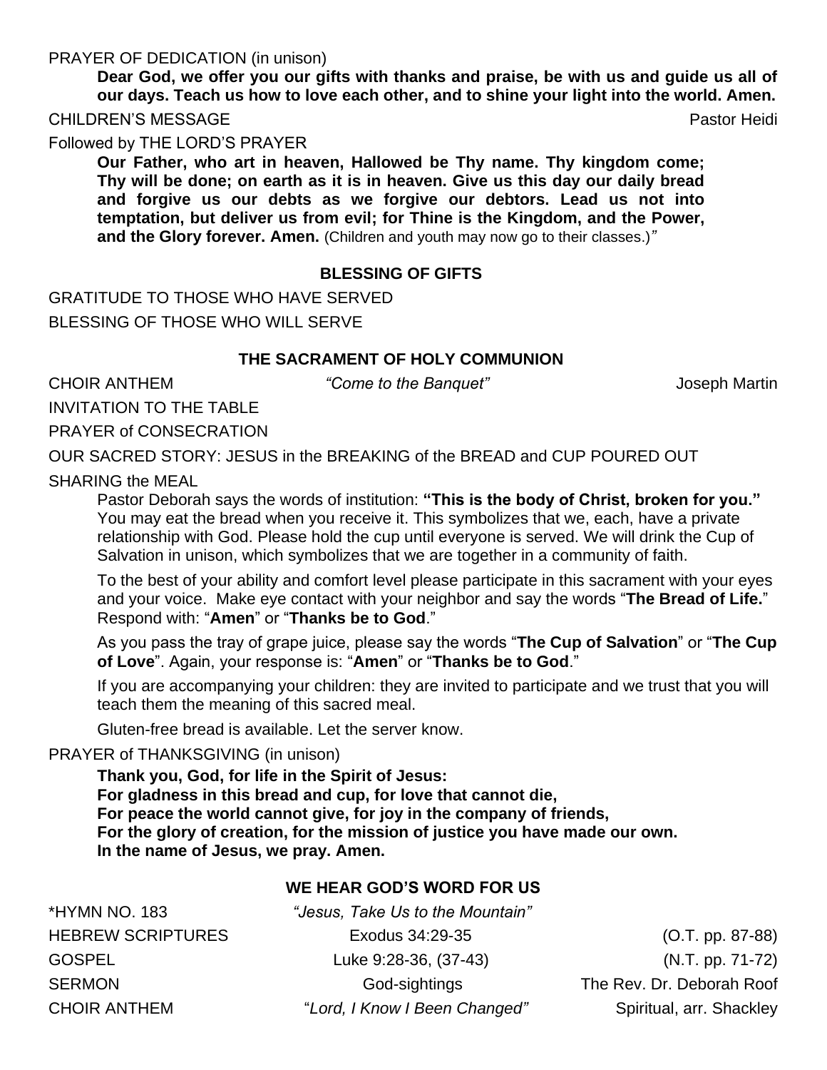PRAYER OF DEDICATION (in unison)

**Dear God, we offer you our gifts with thanks and praise, be with us and guide us all of our days. Teach us how to love each other, and to shine your light into the world. Amen.**

CHILDREN'S MESSAGE — Pastor Heidi

Followed by THE LORD'S PRAYER

**Our Father, who art in heaven, Hallowed be Thy name. Thy kingdom come; Thy will be done; on earth as it is in heaven. Give us this day our daily bread and forgive us our debts as we forgive our debtors. Lead us not into temptation, but deliver us from evil; for Thine is the Kingdom, and the Power, and the Glory forever. Amen.** (Children and youth may now go to their classes.)"

## BLESSING OF GIFTS

GRATITUDE TO THOSE WHO HAVE SERVED

BLESSING OF THOSE WHO WILL SERVE

## THE SACRAMENT OF HOLY COMMUNION

CHOIR ANTHEM — *"Come to the Banquet"* — Joseph Martin

INVITATION TO THE TABLE

PRAYER of CONSECRATION

OUR SACRED STORY: JESUS in the BREAKING of the BREAD and CUP POURED OUT

SHARING the MEAL

Pastor Deborah says the words of institution: **"This is the body of Christ, broken for you."** You may eat the bread when you receive it. This symbolizes that we, each, have a private relationship with God. Please hold the cup until everyone is served. We will drink the Cup of Salvation in unison, which symbolizes that we are together in a community of faith.

To the best of your ability and comfort level please participate in this sacrament with your eyes and your voice. Make eye contact with your neighbor and say the words "**The Bread of Life.**" Respond with: "**Amen**" or "**Thanks be to God**."

As you pass the tray of grape juice, please say the words "**The Cup of Salvation**" or "**The Cup of Love**". Again, your response is: "**Amen**" or "**Thanks be to God**."

If you are accompanying your children: they are invited to participate and we trust that you will teach them the meaning of this sacred meal.

Gluten-free bread is available. Let the server know.

PRAYER of THANKSGIVING (in unison)

**Thank you, God, for life in the Spirit of Jesus:**
**For gladness in this bread and cup, for love that cannot die,**
**For peace the world cannot give, for joy in the company of friends,**
**For the glory of creation, for the mission of justice you have made our own.**
**In the name of Jesus, we pray. Amen.**

## WE HEAR GOD'S WORD FOR US

| | | |
|---|---|---|
| *HYMN NO. 183 | *"Jesus, Take Us to the Mountain"* | |
| HEBREW SCRIPTURES | Exodus 34:29-35 | (O.T. pp. 87-88) |
| GOSPEL | Luke 9:28-36, (37-43) | (N.T. pp. 71-72) |
| SERMON | God-sightings | The Rev. Dr. Deborah Roof |
| CHOIR ANTHEM | *"Lord, I Know I Been Changed"* | Spiritual, arr. Shackley |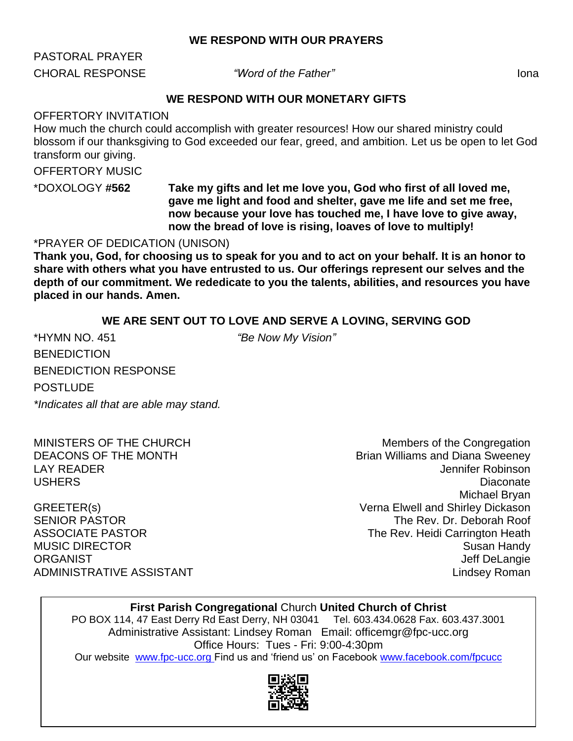**WE RESPOND WITH OUR PRAYERS**

PASTORAL PRAYER

CHORAL RESPONSE *"Word of the Father"* Iona

**WE RESPOND WITH OUR MONETARY GIFTS**

OFFERTORY INVITATION

How much the church could accomplish with greater resources! How our shared ministry could blossom if our thanksgiving to God exceeded our fear, greed, and ambition. Let us be open to let God transform our giving.

OFFERTORY MUSIC

*DOXOLOGY #**562** **Take my gifts and let me love you, God who first of all loved me, gave me light and food and shelter, gave me life and set me free, now because your love has touched me, I have love to give away, now the bread of love is rising, loaves of love to multiply!**

*PRAYER OF DEDICATION (UNISON)

**Thank you, God, for choosing us to speak for you and to act on your behalf. It is an honor to share with others what you have entrusted to us. Our offerings represent our selves and the depth of our commitment. We rededicate to you the talents, abilities, and resources you have placed in our hands. Amen.**

**WE ARE SENT OUT TO LOVE AND SERVE A LOVING, SERVING GOD**

*HYMN NO. 451 *"Be Now My Vision"*

BENEDICTION

BENEDICTION RESPONSE

POSTLUDE

*\*Indicates all that are able may stand.*

| | |
|---|---|
| MINISTERS OF THE CHURCH | Members of the Congregation |
| DEACONS OF THE MONTH | Brian Williams and Diana Sweeney |
| LAY READER | Jennifer Robinson |
| USHERS | Diaconate<br>Michael Bryan |
| GREETER(s) | Verna Elwell and Shirley Dickason |
| SENIOR PASTOR | The Rev. Dr. Deborah Roof |
| ASSOCIATE PASTOR | The Rev. Heidi Carrington Heath |
| MUSIC DIRECTOR | Susan Handy |
| ORGANIST | Jeff DeLangie |
| ADMINISTRATIVE ASSISTANT | Lindsey Roman |

**First Parish Congregational** Church **United Church of Christ**
PO BOX 114, 47 East Derry Rd East Derry, NH 03041 Tel. 603.434.0628 Fax. 603.437.3001
Administrative Assistant: Lindsey Roman Email: officemgr@fpc-ucc.org
Office Hours: Tues - Fri: 9:00-4:30pm
Our website www.fpc-ucc.org Find us and 'friend us' on Facebook www.facebook.com/fpcucc